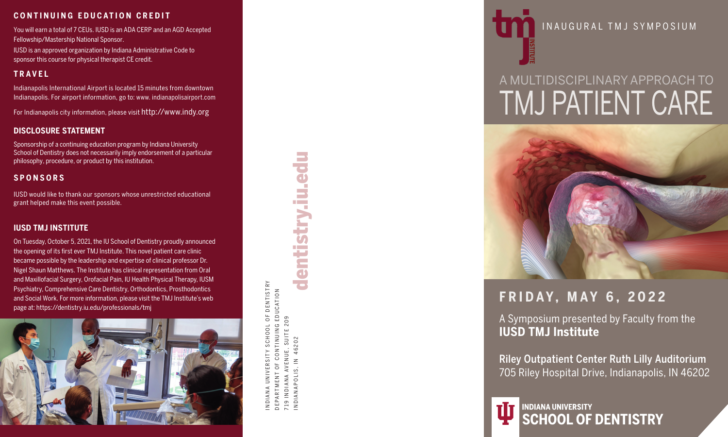## CONTINUING EDUCATION CREDIT

You will earn a total of 7 CEUs. IUSD is an ADA CERP and an AGD Accepted Fellowship/Mastership National Sponsor.

IUSD is an approved organization by Indiana Administrative Code to sponsor this course for physical therapist CE credit.

## TRAVEL

Indianapolis International Airport is located 15 minutes from downtown Indianapolis. For airport information, go to: www. indianapolisairport.com

For Indianapolis city information, please visit http://www.indy.org

## DISCLOSURE STATEMENT

Sponsorship of a continuing education program by Indiana University School of Dentistry does not necessarily imply endorsement of a particular philosophy, procedure, or product by this institution.

## SPONSORS

IUSD would like to thank our sponsors whose unrestricted educational grant helped make this event possible.

## IUSD TMJ INSTITUTE

On Tuesday, October 5, 2021, the IU School of Dentistry proudly announced the opening of its first ever TMJ Institute. This novel patient care clinic became possible by the leadership and expertise of clinical professor Dr. Nigel Shaun Matthews. The Institute has clinical representation from Oral and Maxillofacial Surgery, Orofacial Pain, IU Health Physical Therapy, IUSM Psychiatry, Comprehensive Care Dentistry, Orthodontics, Prosthodontics and Social Work. For more information, please visit the TMJ Institute's web page at: https://dentistry.iu.edu/professionals/tmj

INDIANA UNIVERSITY SCHOOL OF DENTISTRY
DEPARTMENT OF CONTINUING EDUCATION
719 INDIANA AVENUE, SUITE 209
INDIANAPOLIS, IN 46202

**dentistry.iu.edu**

tmj INSTITUTE

INAUGURAL TMJ SYMPOSIUM

# A MULTIDISCIPLINARY APPROACH TO TMJ PATIENT CARE

## FRIDAY, MAY 6, 2022

A Symposium presented by Faculty from the **IUSD TMJ Institute**

**Riley Outpatient Center Ruth Lilly Auditorium**
705 Riley Hospital Drive, Indianapolis, IN 46202

**INDIANA UNIVERSITY SCHOOL OF DENTISTRY**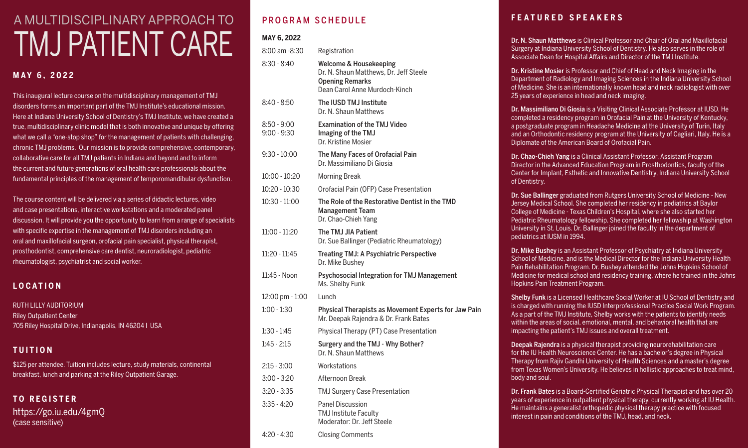# A MULTIDISCIPLINARY APPROACH TO TMJ PATIENT CARE

## MAY 6, 2022

This inaugural lecture course on the multidisciplinary management of TMJ disorders forms an important part of the TMJ Institute's educational mission. Here at Indiana University School of Dentistry's TMJ Institute, we have created a true, multidisciplinary clinic model that is both innovative and unique by offering what we call a "one-stop shop" for the management of patients with challenging, chronic TMJ problems. Our mission is to provide comprehensive, contemporary, collaborative care for all TMJ patients in Indiana and beyond and to inform the current and future generations of oral health care professionals about the fundamental principles of the management of temporomandibular dysfunction.

The course content will be delivered via a series of didactic lectures, video and case presentations, interactive workstations and a moderated panel discussion. It will provide you the opportunity to learn from a range of specialists with specific expertise in the management of TMJ disorders including an oral and maxillofacial surgeon, orofacial pain specialist, physical therapist, prosthodontist, comprehensive care dentist, neuroradiologist, pediatric rheumatologist, psychiatrist and social worker.

## LOCATION

RUTH LILLY AUDITORIUM
Riley Outpatient Center
705 Riley Hospital Drive, Indianapolis, IN 46204 I USA

## TUITION

$125 per attendee. Tuition includes lecture, study materials, continental breakfast, lunch and parking at the Riley Outpatient Garage.

## TO REGISTER

https://go.iu.edu/4gmQ
(case sensitive)

## PROGRAM SCHEDULE

**MAY 6, 2022**

| | |
|---|---|
| 8:00 am -8:30 | Registration |
| 8:30 - 8:40 | **Welcome & Housekeeping**<br>Dr. N. Shaun Matthews, Dr. Jeff Steele<br>**Opening Remarks**<br>Dean Carol Anne Murdoch-Kinch |
| 8:40 - 8:50 | **The IUSD TMJ Institute**<br>Dr. N. Shaun Matthews |
| 8:50 - 9:00<br>9:00 - 9:30 | **Examination of the TMJ Video**<br>**Imaging of the TMJ**<br>Dr. Kristine Mosier |
| 9:30 - 10:00 | **The Many Faces of Orofacial Pain**<br>Dr. Massimiliano Di Giosia |
| 10:00 - 10:20 | Morning Break |
| 10:20 - 10:30 | Orofacial Pain (OFP) Case Presentation |
| 10:30 - 11:00 | **The Role of the Restorative Dentist in the TMD Management Team**<br>Dr. Chao-Chieh Yang |
| 11:00 - 11:20 | **The TMJ JIA Patient**<br>Dr. Sue Ballinger (Pediatric Rheumatology) |
| 11:20 - 11:45 | **Treating TMJ: A Psychiatric Perspective**<br>Dr. Mike Bushey |
| 11:45 - Noon | **Psychosocial Integration for TMJ Management**<br>Ms. Shelby Funk |
| 12:00 pm - 1:00 | Lunch |
| 1:00 - 1:30 | **Physical Therapists as Movement Experts for Jaw Pain**<br>Mr. Deepak Rajendra & Dr. Frank Bates |
| 1:30 - 1:45 | Physical Therapy (PT) Case Presentation |
| 1:45 - 2:15 | **Surgery and the TMJ - Why Bother?**<br>Dr. N. Shaun Matthews |
| 2:15 - 3:00 | Workstations |
| 3:00 - 3:20 | Afternoon Break |
| 3:20 - 3:35 | TMJ Surgery Case Presentation |
| 3:35 - 4:20 | Panel Discussion<br>TMJ Institute Faculty<br>Moderator: Dr. Jeff Steele |
| 4:20 - 4:30 | Closing Comments |

## FEATURED SPEAKERS

**Dr. N. Shaun Matthews** is Clinical Professor and Chair of Oral and Maxillofacial Surgery at Indiana University School of Dentistry. He also serves in the role of Associate Dean for Hospital Affairs and Director of the TMJ Institute.

**Dr. Kristine Mosier** is Professor and Chief of Head and Neck Imaging in the Department of Radiology and Imaging Sciences in the Indiana University School of Medicine. She is an internationally known head and neck radiologist with over 25 years of experience in head and neck imaging.

**Dr. Massimiliano Di Giosia** is a Visiting Clinical Associate Professor at IUSD. He completed a residency program in Orofacial Pain at the University of Kentucky, a postgraduate program in Headache Medicine at the University of Turin, Italy and an Orthodontic residency program at the University of Cagliari, Italy. He is a Diplomate of the American Board of Orofacial Pain.

**Dr. Chao-Chieh Yang** is a Clinical Assistant Professor, Assistant Program Director in the Advanced Education Program in Prosthodontics, faculty of the Center for Implant, Esthetic and Innovative Dentistry, Indiana University School of Dentistry.

**Dr. Sue Ballinger** graduated from Rutgers University School of Medicine - New Jersey Medical School. She completed her residency in pediatrics at Baylor College of Medicine - Texas Children's Hospital, where she also started her Pediatric Rheumatology fellowship. She completed her fellowship at Washington University in St. Louis. Dr. Ballinger joined the faculty in the department of pediatrics at IUSM in 1994.

**Dr. Mike Bushey** is an Assistant Professor of Psychiatry at Indiana University School of Medicine, and is the Medical Director for the Indiana University Health Pain Rehabilitation Program. Dr. Bushey attended the Johns Hopkins School of Medicine for medical school and residency training, where he trained in the Johns Hopkins Pain Treatment Program.

**Shelby Funk** is a Licensed Healthcare Social Worker at IU School of Dentistry and is charged with running the IUSD Interprofessional Practice Social Work Program. As a part of the TMJ Institute, Shelby works with the patients to identify needs within the areas of social, emotional, mental, and behavioral health that are impacting the patient's TMJ issues and overall treatment.

**Deepak Rajendra** is a physical therapist providing neurorehabilitation care for the IU Health Neuroscience Center. He has a bachelor's degree in Physical Therapy from Rajiv Gandhi University of Health Sciences and a master's degree from Texas Women's University. He believes in hollistic approaches to treat mind, body and soul.

**Dr. Frank Bates** is a Board-Certified Geriatric Physical Therapist and has over 20 years of experience in outpatient physical therapy, currently working at IU Health. He maintains a generalist orthopedic physical therapy practice with focused interest in pain and conditions of the TMJ, head, and neck.